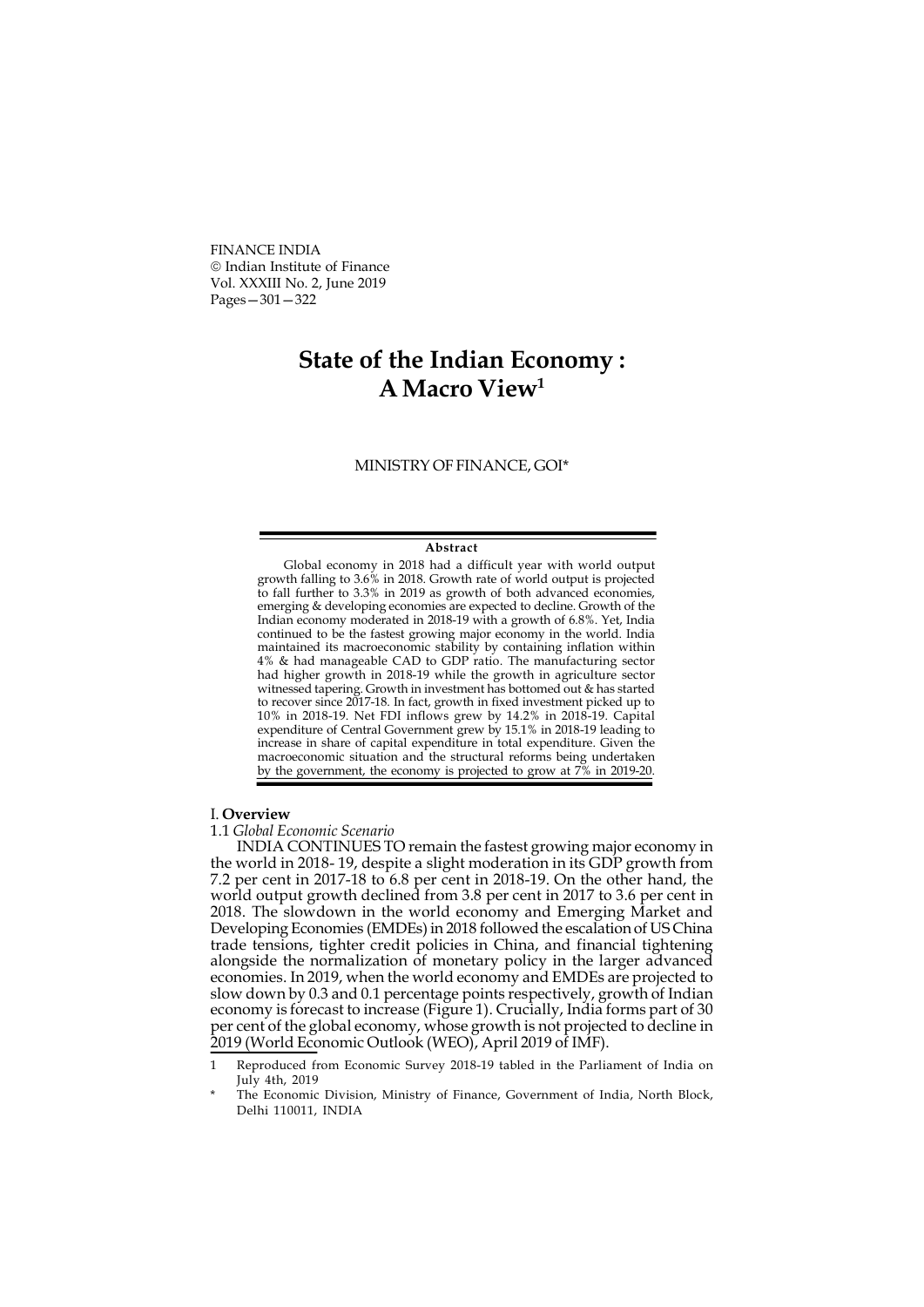FINANCE INDIA
© Indian Institute of Finance
Vol. XXXIII No. 2, June 2019
Pages—301—322

# State of the Indian Economy : A Macro View[1]

MINISTRY OF FINANCE, GOI*

**Abstract**

Global economy in 2018 had a difficult year with world output growth falling to 3.6% in 2018. Growth rate of world output is projected to fall further to 3.3% in 2019 as growth of both advanced economies, emerging & developing economies are expected to decline. Growth of the Indian economy moderated in 2018-19 with a growth of 6.8%. Yet, India continued to be the fastest growing major economy in the world. India maintained its macroeconomic stability by containing inflation within 4% & had manageable CAD to GDP ratio. The manufacturing sector had higher growth in 2018-19 while the growth in agriculture sector witnessed tapering. Growth in investment has bottomed out & has started to recover since 2017-18. In fact, growth in fixed investment picked up to 10% in 2018-19. Net FDI inflows grew by 14.2% in 2018-19. Capital expenditure of Central Government grew by 15.1% in 2018-19 leading to increase in share of capital expenditure in total expenditure. Given the macroeconomic situation and the structural reforms being undertaken by the government, the economy is projected to grow at 7% in 2019-20.

## I. Overview

### 1.1 *Global Economic Scenario*

INDIA CONTINUES TO remain the fastest growing major economy in the world in 2018- 19, despite a slight moderation in its GDP growth from 7.2 per cent in 2017-18 to 6.8 per cent in 2018-19. On the other hand, the world output growth declined from 3.8 per cent in 2017 to 3.6 per cent in 2018. The slowdown in the world economy and Emerging Market and Developing Economies (EMDEs) in 2018 followed the escalation of US China trade tensions, tighter credit policies in China, and financial tightening alongside the normalization of monetary policy in the larger advanced economies. In 2019, when the world economy and EMDEs are projected to slow down by 0.3 and 0.1 percentage points respectively, growth of Indian economy is forecast to increase (Figure 1). Crucially, India forms part of 30 per cent of the global economy, whose growth is not projected to decline in 2019 (World Economic Outlook (WEO), April 2019 of IMF).

1 Reproduced from Economic Survey 2018-19 tabled in the Parliament of India on July 4th, 2019

\* The Economic Division, Ministry of Finance, Government of India, North Block, Delhi 110011, INDIA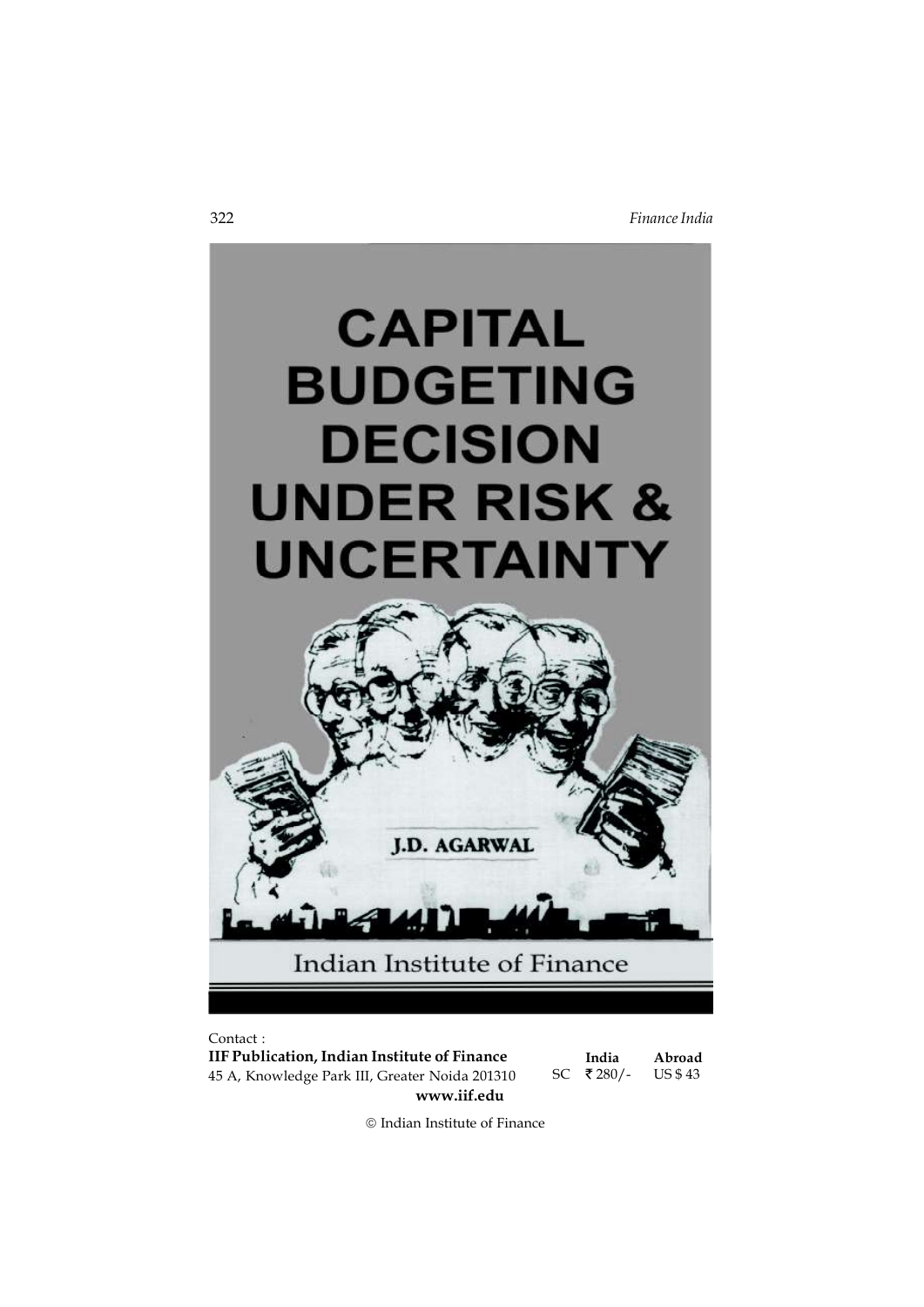# CAPITAL BUDGETING DECISION UNDER RISK & UNCERTAINTY

J.D. AGARWAL

Indian Institute of Finance

Contact :

**IIF Publication, Indian Institute of Finance**
45 A, Knowledge Park III, Greater Noida 201310
**www.iif.edu**

| | India | Abroad |
|---|---|---|
| SC | ₹ 280/- | US $ 43 |

© Indian Institute of Finance